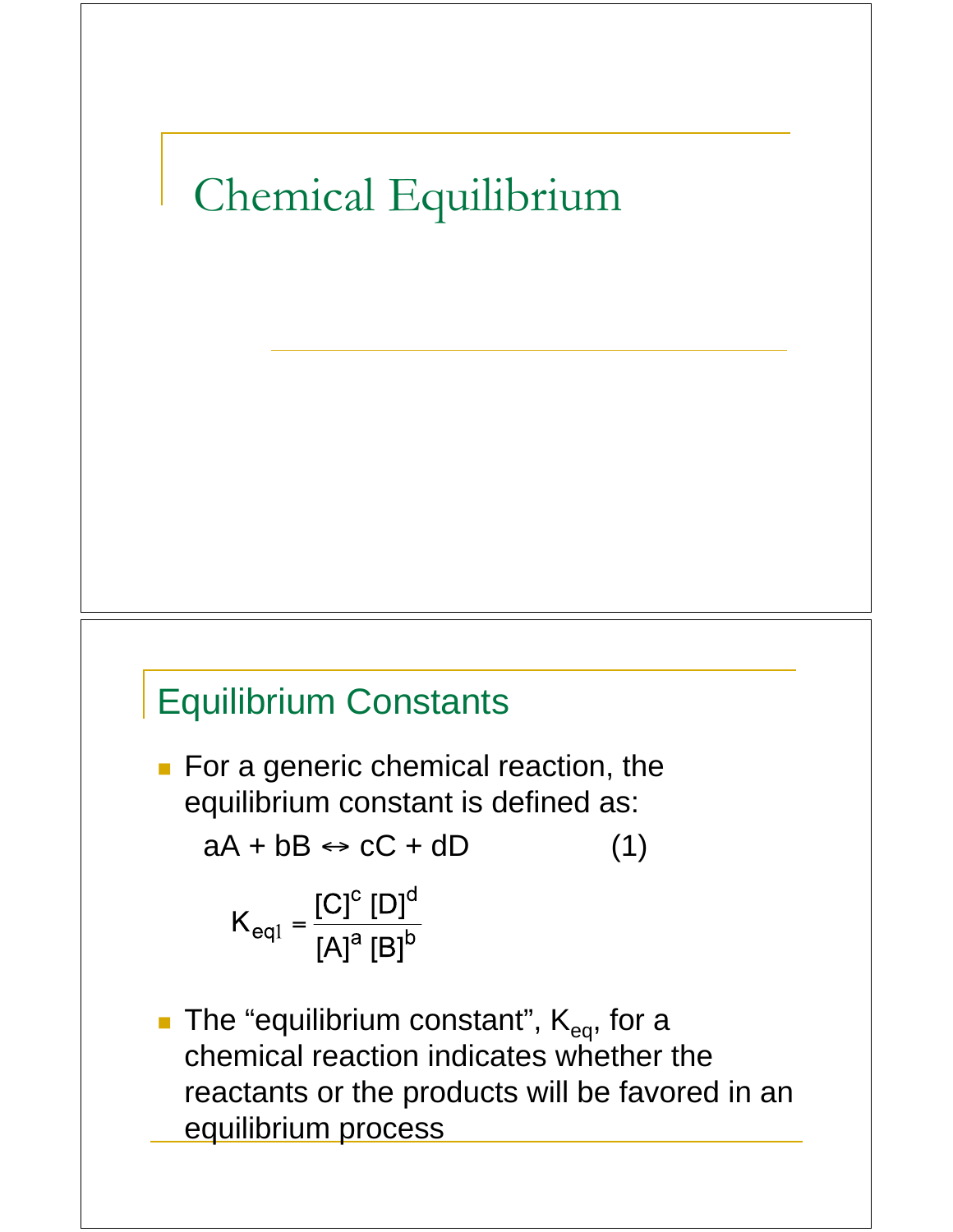# Chemical Equilibrium

## Equilibrium Constants

- For a generic chemical reaction, the equilibrium constant is defined as:

$$aA + bB \leftrightarrow cC + dD \qquad (1)$$

$$K_{eq1} = \frac{[C]^c\,[D]^d}{[A]^a\,[B]^b}$$

- The "equilibrium constant", $K_{eq}$, for a chemical reaction indicates whether the reactants or the products will be favored in an equilibrium process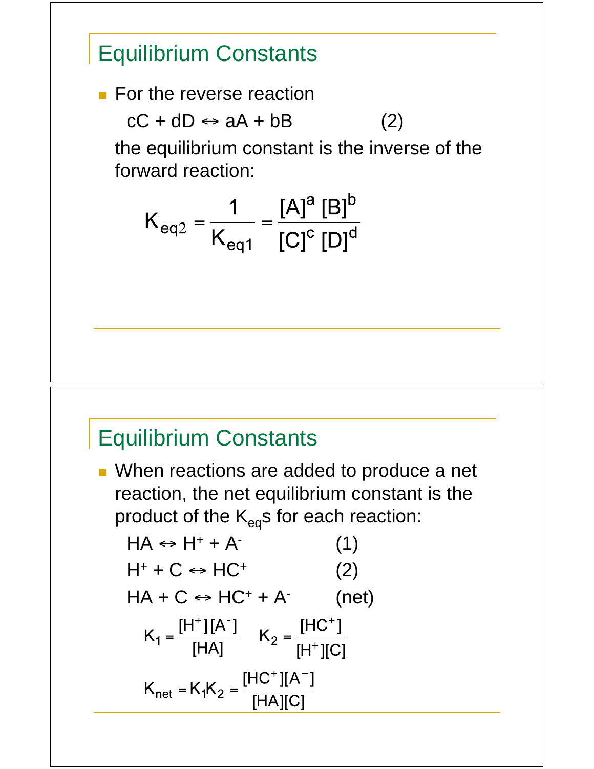## Equilibrium Constants

- For the reverse reaction

  $cC + dD \leftrightarrow aA + bB$ (2)

  the equilibrium constant is the inverse of the forward reaction:

$$K_{eq2} = \frac{1}{K_{eq1}} = \frac{[A]^a\,[B]^b}{[C]^c\,[D]^d}$$

## Equilibrium Constants

- When reactions are added to produce a net reaction, the net equilibrium constant is the product of the $K_{eq}$s for each reaction:

  $HA \leftrightarrow H^+ + A^-$ (1)

  $H^+ + C \leftrightarrow HC^+$ (2)

  $HA + C \leftrightarrow HC^+ + A^-$ (net)

$$K_1 = \frac{[H^+][A^-]}{[HA]} \qquad K_2 = \frac{[HC^+]}{[H^+][C]}$$

$$K_{net} = K_1 K_2 = \frac{[HC^+][A^-]}{[HA][C]}$$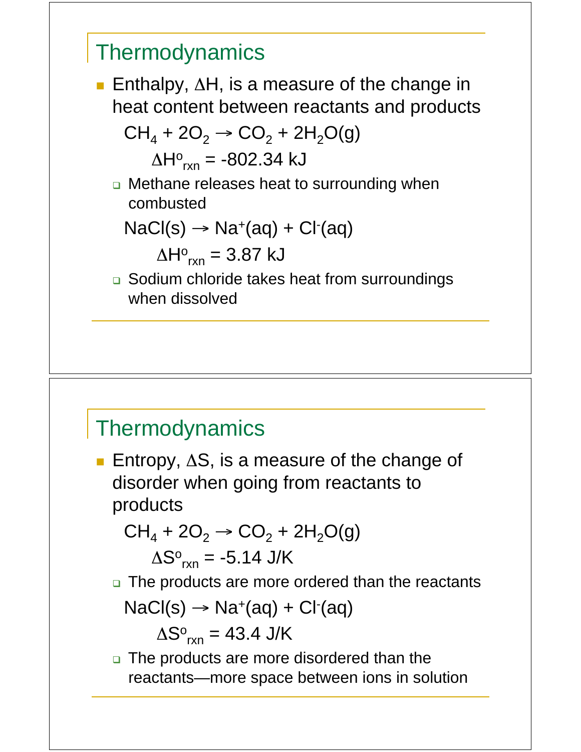## Thermodynamics

- Enthalpy, $\Delta H$, is a measure of the change in heat content between reactants and products

  $CH_4 + 2O_2 \rightarrow CO_2 + 2H_2O(g)$

  $\Delta H^o_{rxn} = -802.34 \text{ kJ}$

  - Methane releases heat to surrounding when combusted

  $NaCl(s) \rightarrow Na^+(aq) + Cl^-(aq)$

  $\Delta H^o_{rxn} = 3.87 \text{ kJ}$

  - Sodium chloride takes heat from surroundings when dissolved

## Thermodynamics

- Entropy, $\Delta S$, is a measure of the change of disorder when going from reactants to products

  $CH_4 + 2O_2 \rightarrow CO_2 + 2H_2O(g)$

  $\Delta S^o_{rxn} = -5.14 \text{ J/K}$

  - The products are more ordered than the reactants

  $NaCl(s) \rightarrow Na^+(aq) + Cl^-(aq)$

  $\Delta S^o_{rxn} = 43.4 \text{ J/K}$

  - The products are more disordered than the reactants—more space between ions in solution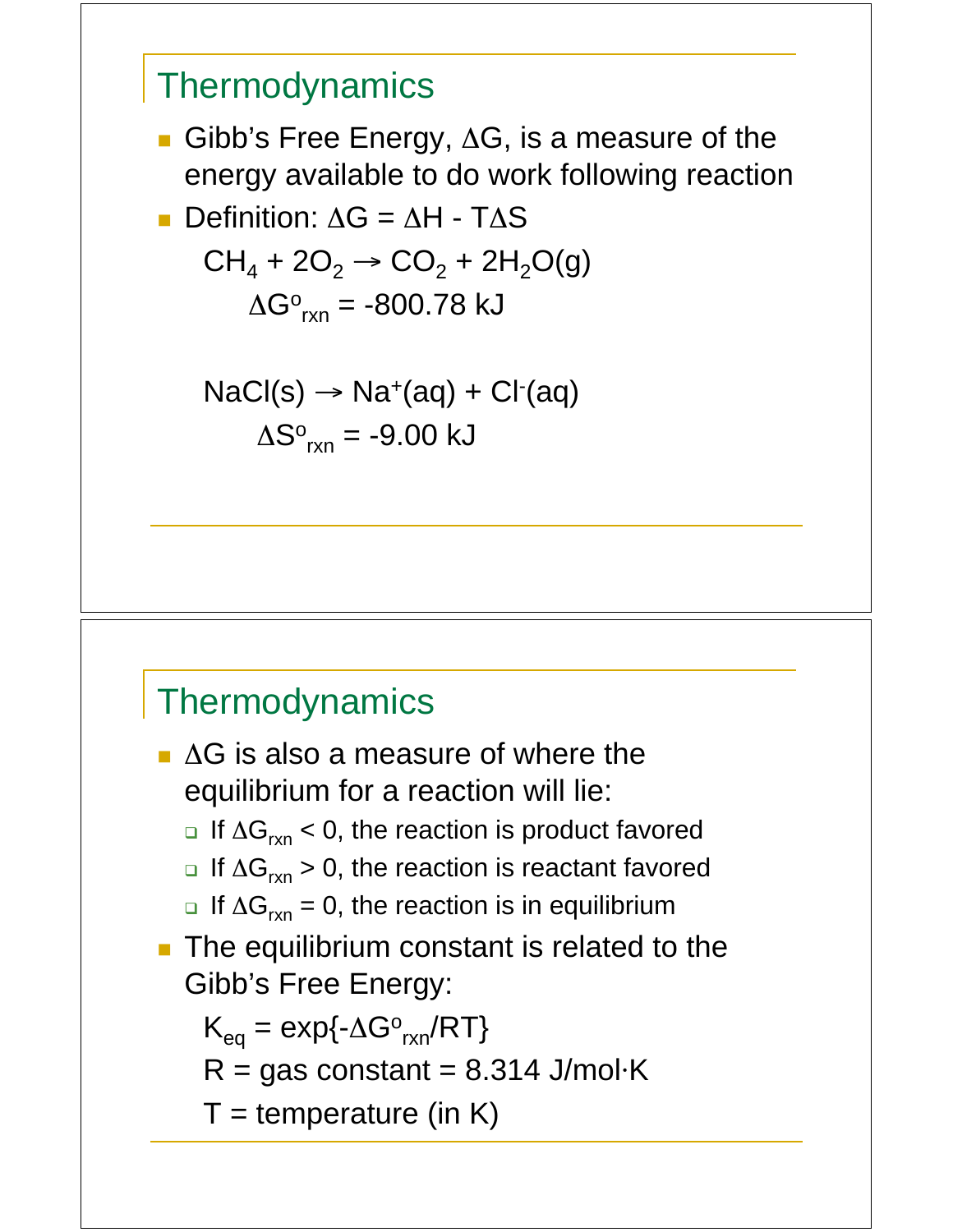## Thermodynamics

- Gibb's Free Energy, $\Delta G$, is a measure of the energy available to do work following reaction
- Definition: $\Delta G = \Delta H - T\Delta S$

  $CH_4 + 2O_2 \rightarrow CO_2 + 2H_2O(g)$

  $\Delta G^o_{rxn} = -800.78$ kJ

  $NaCl(s) \rightarrow Na^+(aq) + Cl^-(aq)$

  $\Delta S^o_{rxn} = -9.00$ kJ

## Thermodynamics

- $\Delta G$ is also a measure of where the equilibrium for a reaction will lie:
  - If $\Delta G_{rxn} < 0$, the reaction is product favored
  - If $\Delta G_{rxn} > 0$, the reaction is reactant favored
  - If $\Delta G_{rxn} = 0$, the reaction is in equilibrium
- The equilibrium constant is related to the Gibb's Free Energy:

  $K_{eq} = \exp\{-\Delta G^o_{rxn}/RT\}$

  $R$ = gas constant = 8.314 J/mol·K

  $T$ = temperature (in K)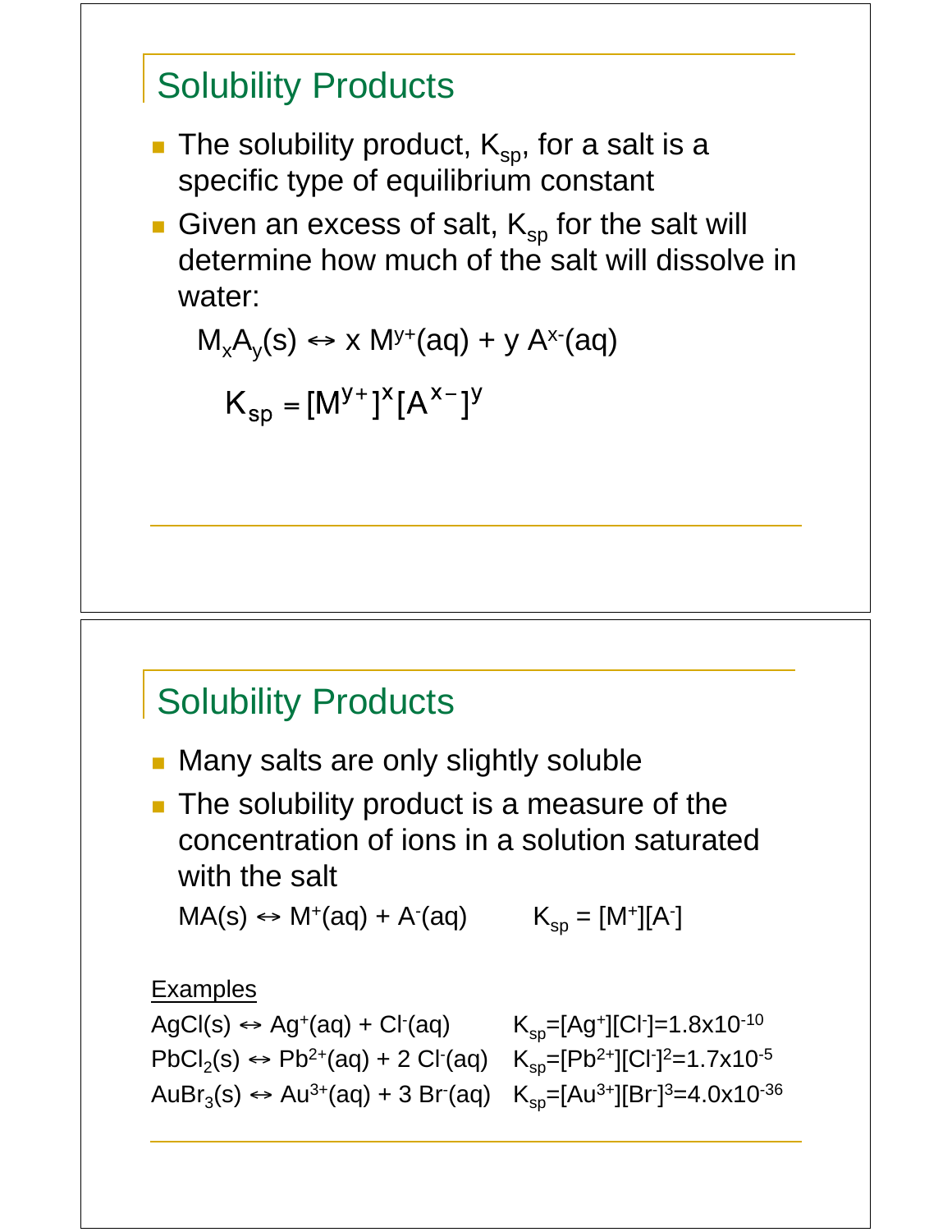## Solubility Products

- The solubility product, $K_{sp}$, for a salt is a specific type of equilibrium constant
- Given an excess of salt, $K_{sp}$ for the salt will determine how much of the salt will dissolve in water:

$$M_xA_y(s) \leftrightarrow x\,M^{y+}(aq) + y\,A^{x-}(aq)$$

$$K_{sp} = [M^{y+}]^x[A^{x-}]^y$$

## Solubility Products

- Many salts are only slightly soluble
- The solubility product is a measure of the concentration of ions in a solution saturated with the salt

$MA(s) \leftrightarrow M^+(aq) + A^-(aq)$ $\quad K_{sp} = [M^+][A^-]$

Examples

$AgCl(s) \leftrightarrow Ag^+(aq) + Cl^-(aq)$ $\quad K_{sp}=[Ag^+][Cl^-]=1.8\text{x}10^{-10}$

$PbCl_2(s) \leftrightarrow Pb^{2+}(aq) + 2\,Cl^-(aq)$ $\quad K_{sp}=[Pb^{2+}][Cl^-]^2=1.7\text{x}10^{-5}$

$AuBr_3(s) \leftrightarrow Au^{3+}(aq) + 3\,Br^-(aq)$ $\quad K_{sp}=[Au^{3+}][Br^-]^3=4.0\text{x}10^{-36}$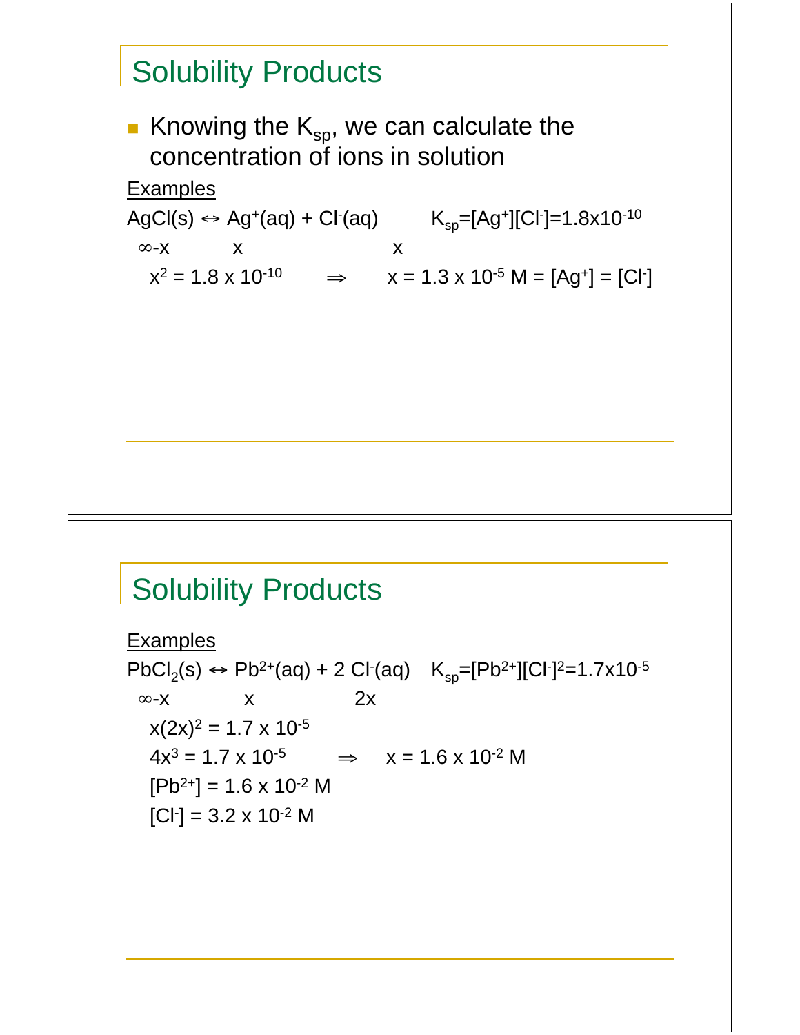## Solubility Products

- Knowing the $K_{sp}$, we can calculate the concentration of ions in solution

Examples

$AgCl(s) \leftrightarrow Ag^+(aq) + Cl^-(aq)$ $\quad K_{sp}=[Ag^+][Cl^-]=1.8 \times 10^{-10}$

$\infty$-x $\quad$ x $\quad$ x

$x^2 = 1.8 \times 10^{-10} \quad \Rightarrow \quad x = 1.3 \times 10^{-5}$ M = $[Ag^+] = [Cl^-]$

## Solubility Products

Examples

$PbCl_2(s) \leftrightarrow Pb^{2+}(aq) + 2\ Cl^-(aq)$ $\quad K_{sp}=[Pb^{2+}][Cl^-]^2=1.7 \times 10^{-5}$

$\infty$-x $\quad$ x $\quad$ 2x

$x(2x)^2 = 1.7 \times 10^{-5}$

$4x^3 = 1.7 \times 10^{-5} \quad \Rightarrow \quad x = 1.6 \times 10^{-2}$ M

$[Pb^{2+}] = 1.6 \times 10^{-2}$ M

$[Cl^-] = 3.2 \times 10^{-2}$ M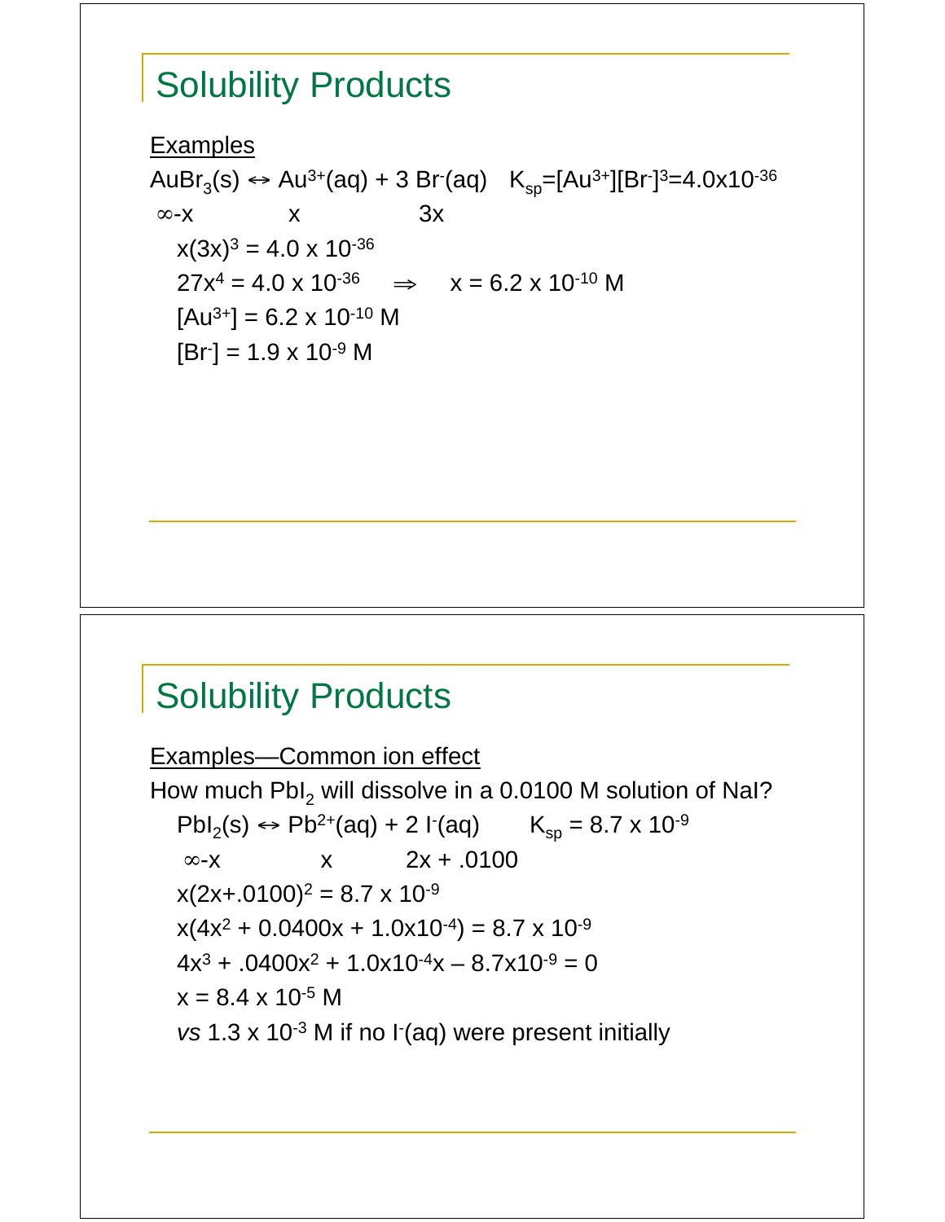## Solubility Products

Examples

$AuBr_3(s) \leftrightarrow Au^{3+}(aq) + 3\ Br^-(aq) \quad K_{sp}=[Au^{3+}][Br^-]^3=4.0\text{x}10^{-36}$

$\infty$-x $\quad\quad$ x $\quad\quad$ 3x

$x(3x)^3 = 4.0 \times 10^{-36}$

$27x^4 = 4.0 \times 10^{-36} \quad \Rightarrow \quad x = 6.2 \times 10^{-10}$ M

$[Au^{3+}] = 6.2 \times 10^{-10}$ M

$[Br^-] = 1.9 \times 10^{-9}$ M

## Solubility Products

Examples—Common ion effect

How much $PbI_2$ will dissolve in a 0.0100 M solution of NaI?

$PbI_2(s) \leftrightarrow Pb^{2+}(aq) + 2\ I^-(aq) \qquad K_{sp} = 8.7 \times 10^{-9}$

$\infty$-x $\quad\quad$ x $\quad\quad$ 2x + .0100

$x(2x+.0100)^2 = 8.7 \times 10^{-9}$

$x(4x^2 + 0.0400x + 1.0\text{x}10^{-4}) = 8.7 \times 10^{-9}$

$4x^3 + .0400x^2 + 1.0\text{x}10^{-4}x - 8.7\text{x}10^{-9} = 0$

$x = 8.4 \times 10^{-5}$ M

*vs* $1.3 \times 10^{-3}$ M if no $I^-(aq)$ were present initially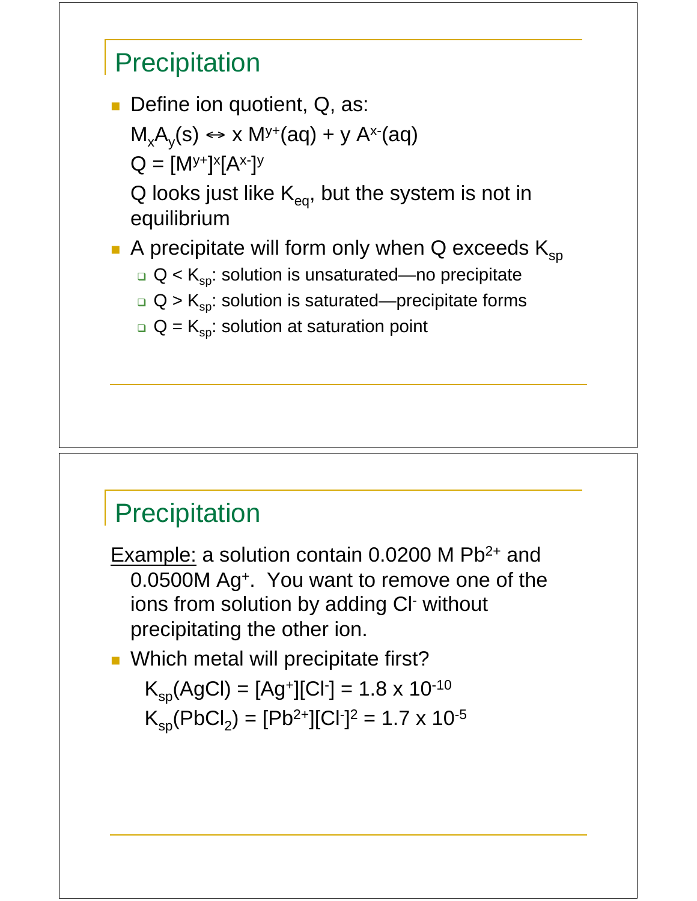## Precipitation

- Define ion quotient, Q, as:

  $M_xA_y(s) \leftrightarrow x\ M^{y+}(aq) + y\ A^{x-}(aq)$

  $Q = [M^{y+}]^x[A^{x-}]^y$

  Q looks just like $K_{eq}$, but the system is not in equilibrium

- A precipitate will form only when Q exceeds $K_{sp}$
  - $Q < K_{sp}$: solution is unsaturated—no precipitate
  - $Q > K_{sp}$: solution is saturated—precipitate forms
  - $Q = K_{sp}$: solution at saturation point

## Precipitation

Example: a solution contain 0.0200 M $Pb^{2+}$ and 0.0500M $Ag^{+}$. You want to remove one of the ions from solution by adding $Cl^{-}$ without precipitating the other ion.

- Which metal will precipitate first?

  $K_{sp}(AgCl) = [Ag^{+}][Cl^{-}] = 1.8 \times 10^{-10}$

  $K_{sp}(PbCl_2) = [Pb^{2+}][Cl^{-}]^2 = 1.7 \times 10^{-5}$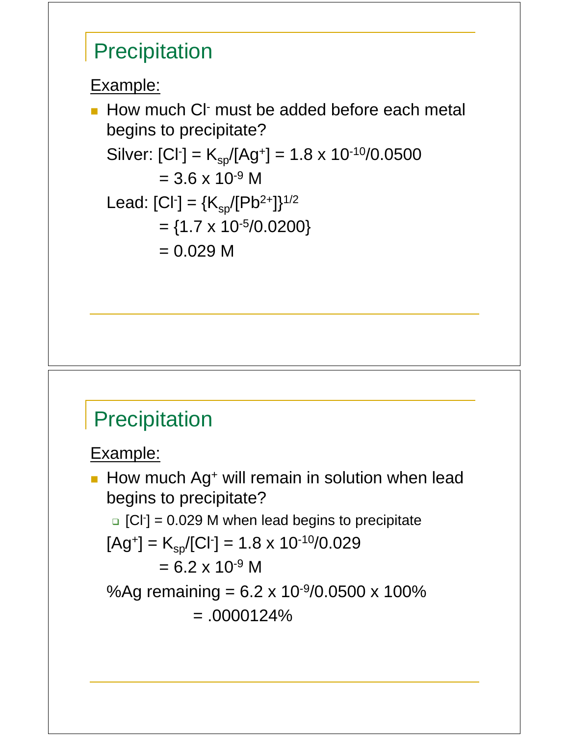## Precipitation

Example:

- How much $Cl^-$ must be added before each metal begins to precipitate?

  Silver: $[Cl^-] = K_{sp}/[Ag^+] = 1.8 \times 10^{-10}/0.0500$

  $= 3.6 \times 10^{-9}$ M

  Lead: $[Cl^-] = \{K_{sp}/[Pb^{2+}]\}^{1/2}$

  $= \{1.7 \times 10^{-5}/0.0200\}$

  $= 0.029$ M

## Precipitation

Example:

- How much $Ag^+$ will remain in solution when lead begins to precipitate?
  - $[Cl^-] = 0.029$ M when lead begins to precipitate

  $[Ag^+] = K_{sp}/[Cl^-] = 1.8 \times 10^{-10}/0.029$

  $= 6.2 \times 10^{-9}$ M

  %Ag remaining $= 6.2 \times 10^{-9}/0.0500 \times 100\%$

  $= .0000124\%$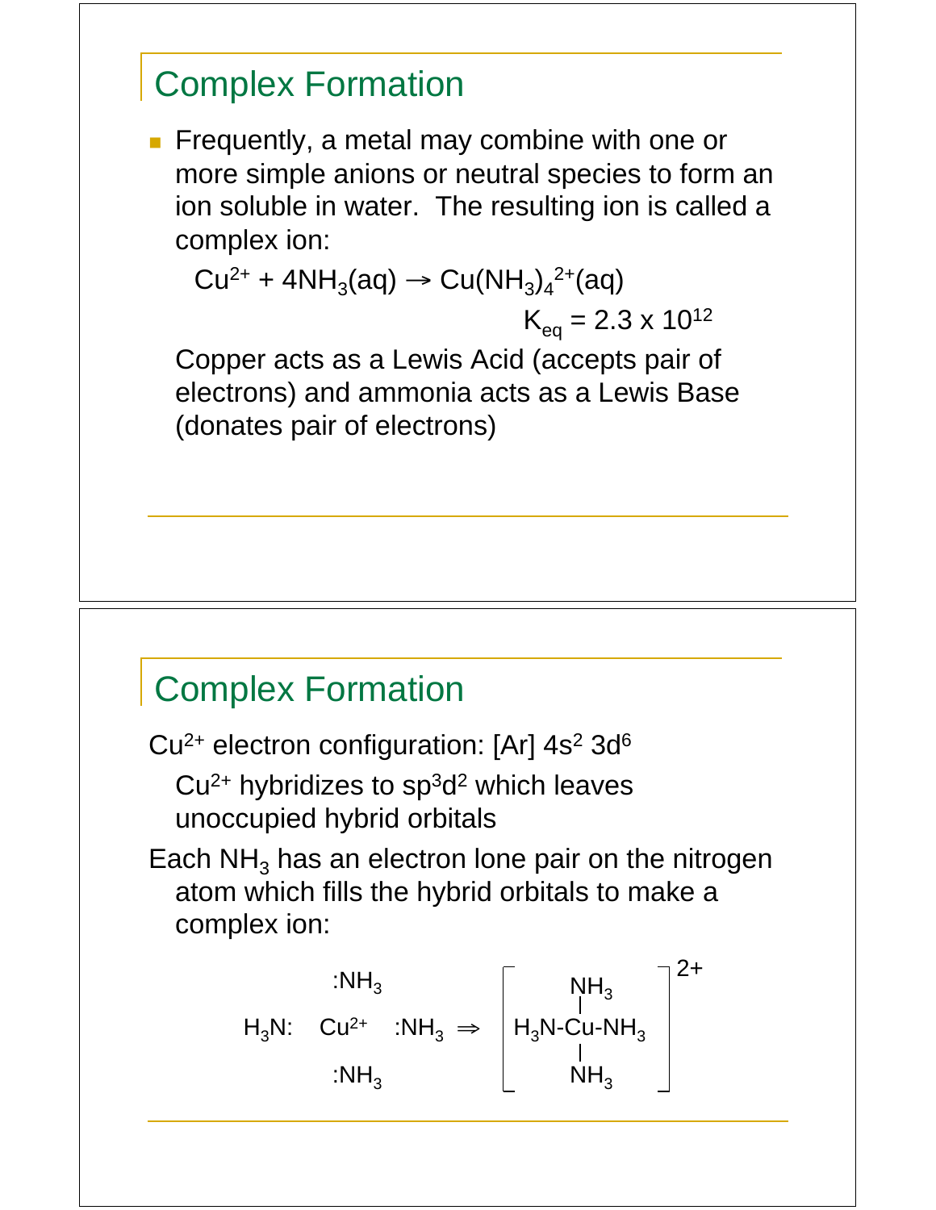## Complex Formation

- Frequently, a metal may combine with one or more simple anions or neutral species to form an ion soluble in water. The resulting ion is called a complex ion:

  $Cu^{2+} + 4NH_3(aq) \rightarrow Cu(NH_3)_4^{2+}(aq)$

  $K_{eq} = 2.3 \times 10^{12}$

  Copper acts as a Lewis Acid (accepts pair of electrons) and ammonia acts as a Lewis Base (donates pair of electrons)

## Complex Formation

$Cu^{2+}$ electron configuration: [Ar] $4s^2\ 3d^6$

$Cu^{2+}$ hybridizes to $sp^3d^2$ which leaves unoccupied hybrid orbitals

Each $NH_3$ has an electron lone pair on the nitrogen atom which fills the hybrid orbitals to make a complex ion:

```
          :NH3                      NH3
                                     |
H3N:   Cu2+   :NH3   ⇒     [  H3N-Cu-NH3  ]2+
                                     |
          :NH3                      NH3
```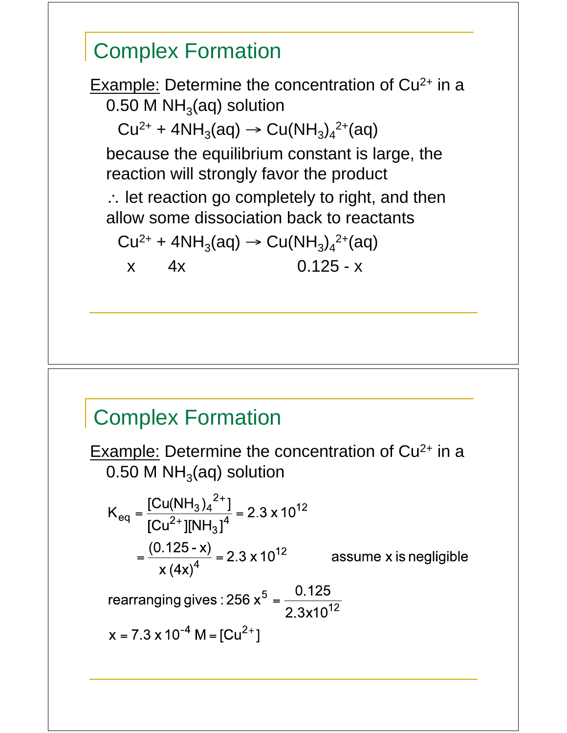## Complex Formation

Example: Determine the concentration of $Cu^{2+}$ in a 0.50 M $NH_3(aq)$ solution

$$Cu^{2+} + 4NH_3(aq) \rightarrow Cu(NH_3)_4^{2+}(aq)$$

because the equilibrium constant is large, the reaction will strongly favor the product

∴ let reaction go completely to right, and then allow some dissociation back to reactants

$$Cu^{2+} + 4NH_3(aq) \rightarrow Cu(NH_3)_4^{2+}(aq)$$

$$x \qquad 4x \qquad\qquad 0.125 - x$$

## Complex Formation

Example: Determine the concentration of $Cu^{2+}$ in a 0.50 M $NH_3(aq)$ solution

$$K_{eq} = \frac{[Cu(NH_3)_4{}^{2+}]}{[Cu^{2+}][NH_3]^4} = 2.3 \times 10^{12}$$

$$= \frac{(0.125 - x)}{x\,(4x)^4} = 2.3 \times 10^{12} \qquad \text{assume x is negligible}$$

rearranging gives: $256\,x^5 = \dfrac{0.125}{2.3 \times 10^{12}}$

$x = 7.3 \times 10^{-4}\ M = [Cu^{2+}]$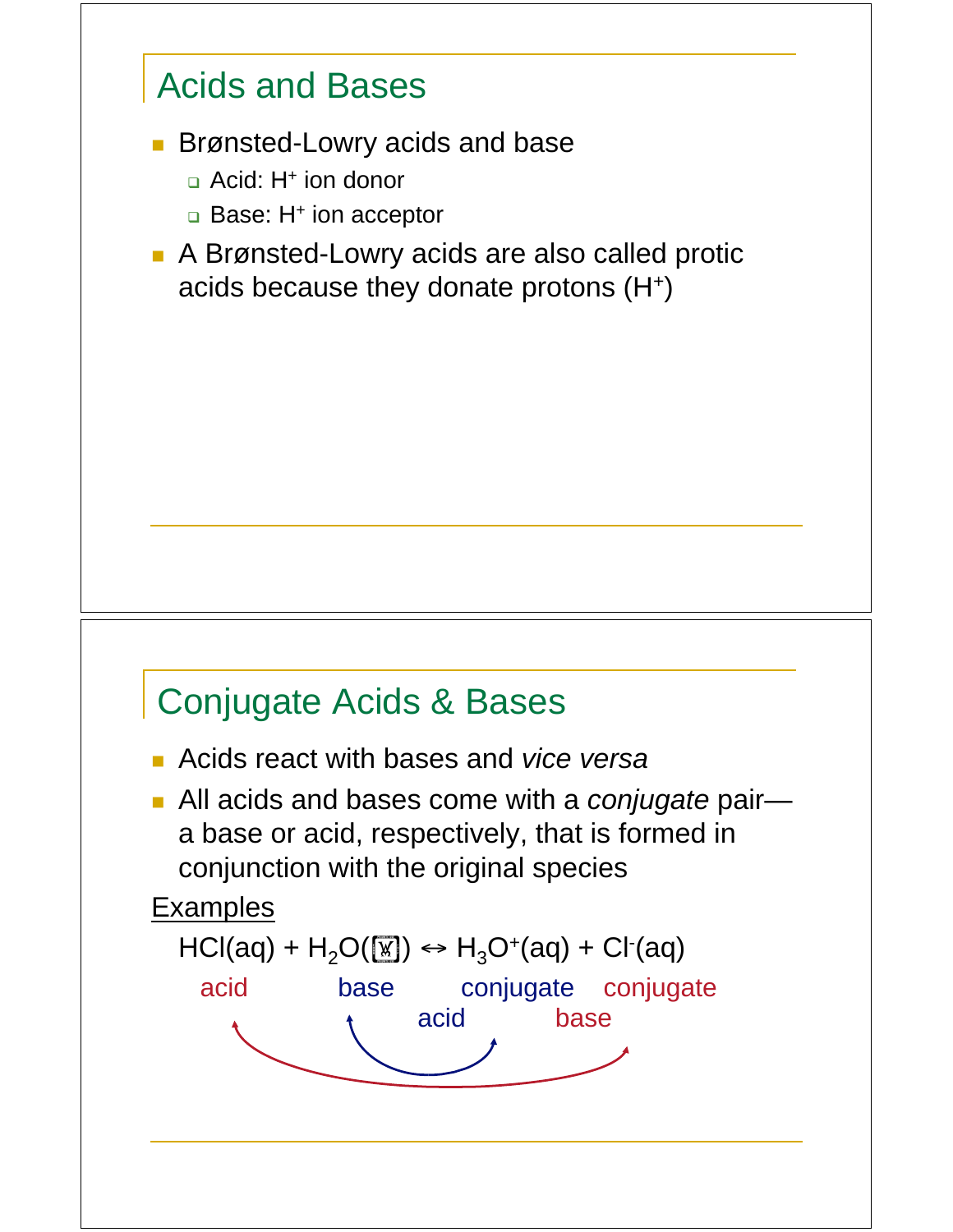## Acids and Bases

- Brønsted-Lowry acids and base
  - Acid: $H^+$ ion donor
  - Base: $H^+$ ion acceptor
- A Brønsted-Lowry acids are also called protic acids because they donate protons ($H^+$)

## Conjugate Acids & Bases

- Acids react with bases and *vice versa*
- All acids and bases come with a *conjugate* pair—a base or acid, respectively, that is formed in conjunction with the original species

<u>Examples</u>

$$HCl(aq) + H_2O(\ell) \leftrightarrow H_3O^+(aq) + Cl^-(aq)$$

acid base conjugate acid conjugate base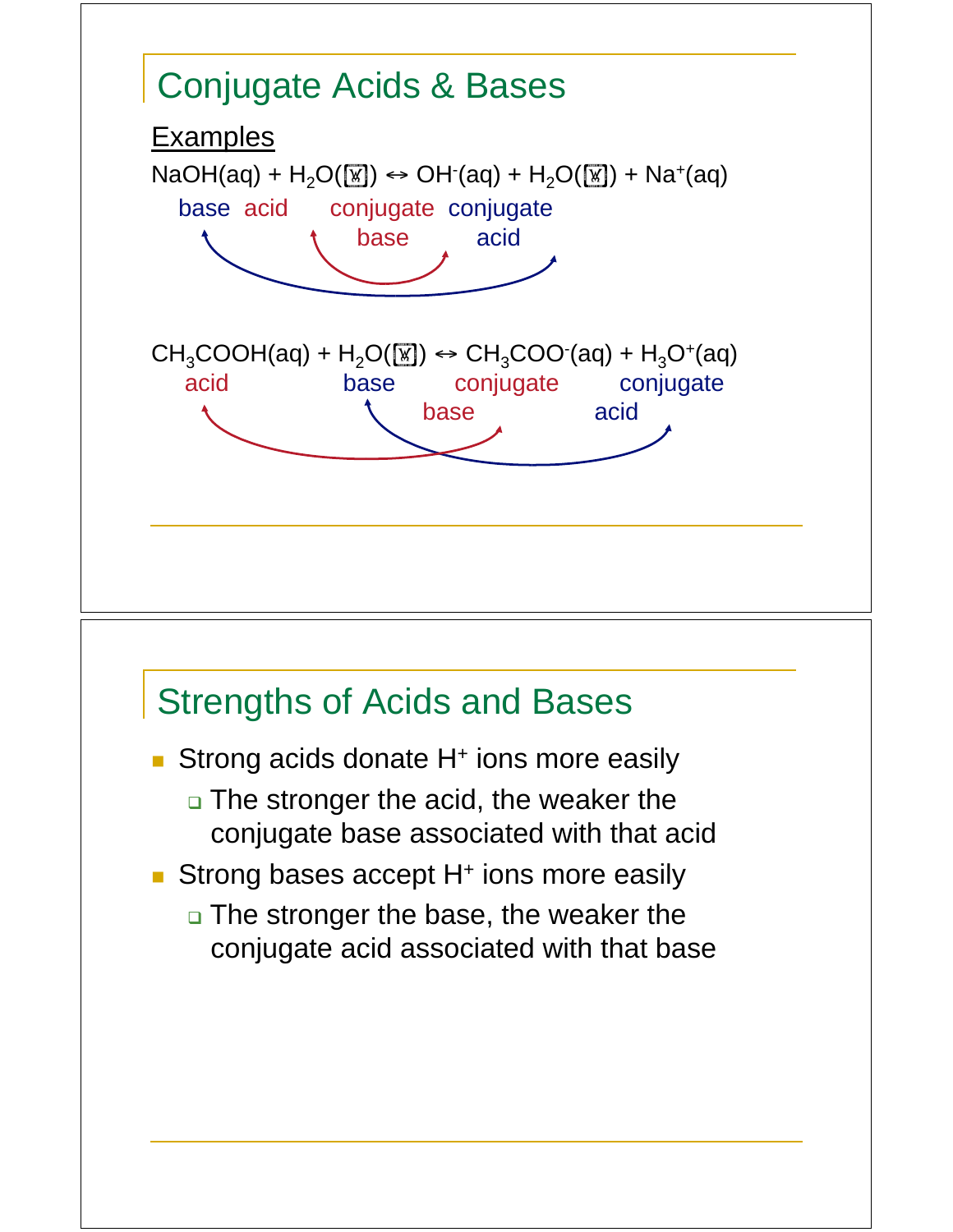## Conjugate Acids & Bases

Examples

$$NaOH(aq) + H_2O(l) \leftrightarrow OH^-(aq) + H_2O(l) + Na^+(aq)$$

base acid conjugate base conjugate acid

$$CH_3COOH(aq) + H_2O(l) \leftrightarrow CH_3COO^-(aq) + H_3O^+(aq)$$

acid base conjugate base conjugate acid

## Strengths of Acids and Bases

- Strong acids donate $H^+$ ions more easily
  - The stronger the acid, the weaker the conjugate base associated with that acid
- Strong bases accept $H^+$ ions more easily
  - The stronger the base, the weaker the conjugate acid associated with that base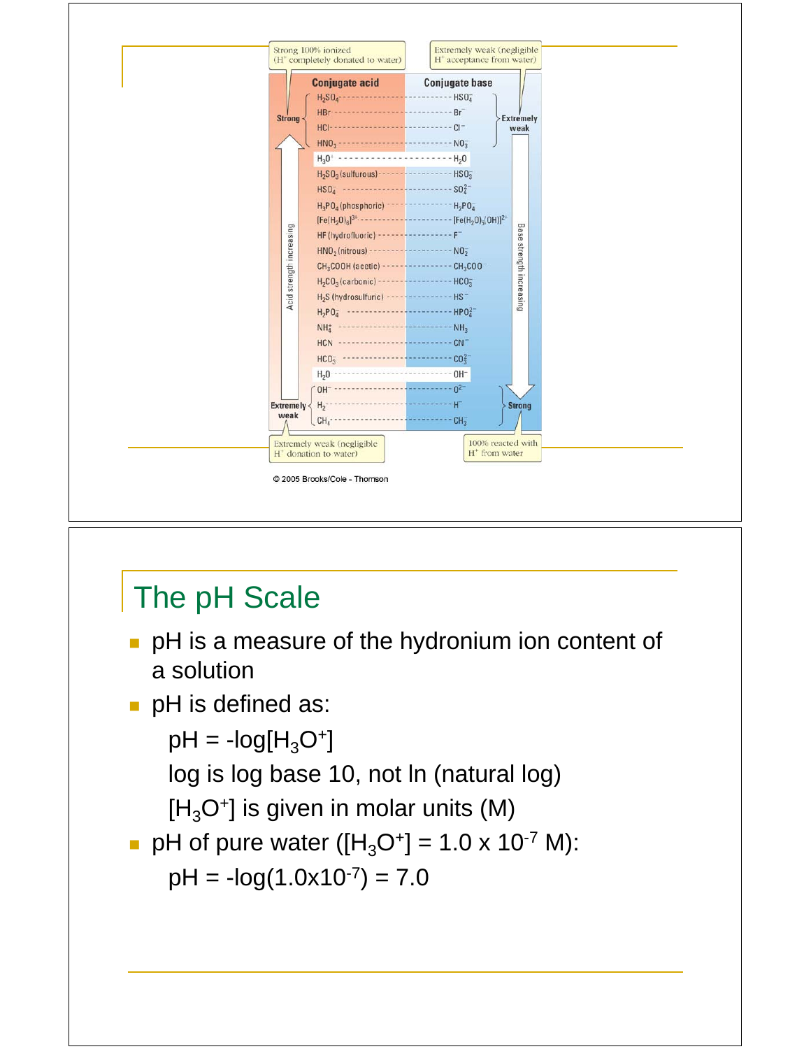| Conjugate acid | Conjugate base |
|---|---|
| $H_2SO_4$ | $HSO_4^-$ |
| HBr | $Br^-$ |
| HCl | $Cl^-$ |
| $HNO_3$ | $NO_3^-$ |
| $H_3O^+$ | $H_2O$ |
| $H_2SO_3$ (sulfurous) | $HSO_3^-$ |
| $HSO_4^-$ | $SO_4^{2-}$ |
| $H_3PO_4$ (phosphoric) | $H_2PO_4^-$ |
| $[Fe(H_2O)_6]^{3+}$ | $[Fe(H_2O)_5(OH)]^{2+}$ |
| HF (hydrofluoric) | $F^-$ |
| $HNO_2$ (nitrous) | $NO_2^-$ |
| $CH_3COOH$ (acetic) | $CH_3COO^-$ |
| $H_2CO_3$ (carbonic) | $HCO_3^-$ |
| $H_2S$ (hydrosulfuric) | $HS^-$ |
| $H_2PO_4^-$ | $HPO_4^{2-}$ |
| $NH_4^+$ | $NH_3$ |
| HCN | $CN^-$ |
| $HCO_3^-$ | $CO_3^{2-}$ |
| $H_2O$ | $OH^-$ |
| $OH^-$ | $O^{2-}$ |
| $H_2$ | $H^-$ |
| $CH_4$ | $CH_3^-$ |

Strong 100% ionized ($H^+$ completely donated to water) — Strong acids: $H_2SO_4$, HBr, HCl, $HNO_3$

Extremely weak (negligible $H^+$ acceptance from water) — Extremely weak bases: $HSO_4^-$, $Br^-$, $Cl^-$, $NO_3^-$

Acid strength increasing (upward); Base strength increasing (downward)

Extremely weak (negligible $H^+$ donation to water) — Extremely weak acids: $OH^-$, $H_2$, $CH_4$

100% reacted with $H^+$ from water — Strong bases: $O^{2-}$, $H^-$, $CH_3^-$

© 2005 Brooks/Cole - Thomson

# The pH Scale

- pH is a measure of the hydronium ion content of a solution
- pH is defined as:

  $pH = -\log[H_3O^+]$

  log is log base 10, not ln (natural log)

  $[H_3O^+]$ is given in molar units (M)
- pH of pure water ($[H_3O^+] = 1.0 \times 10^{-7}$ M):

  $pH = -\log(1.0 \times 10^{-7}) = 7.0$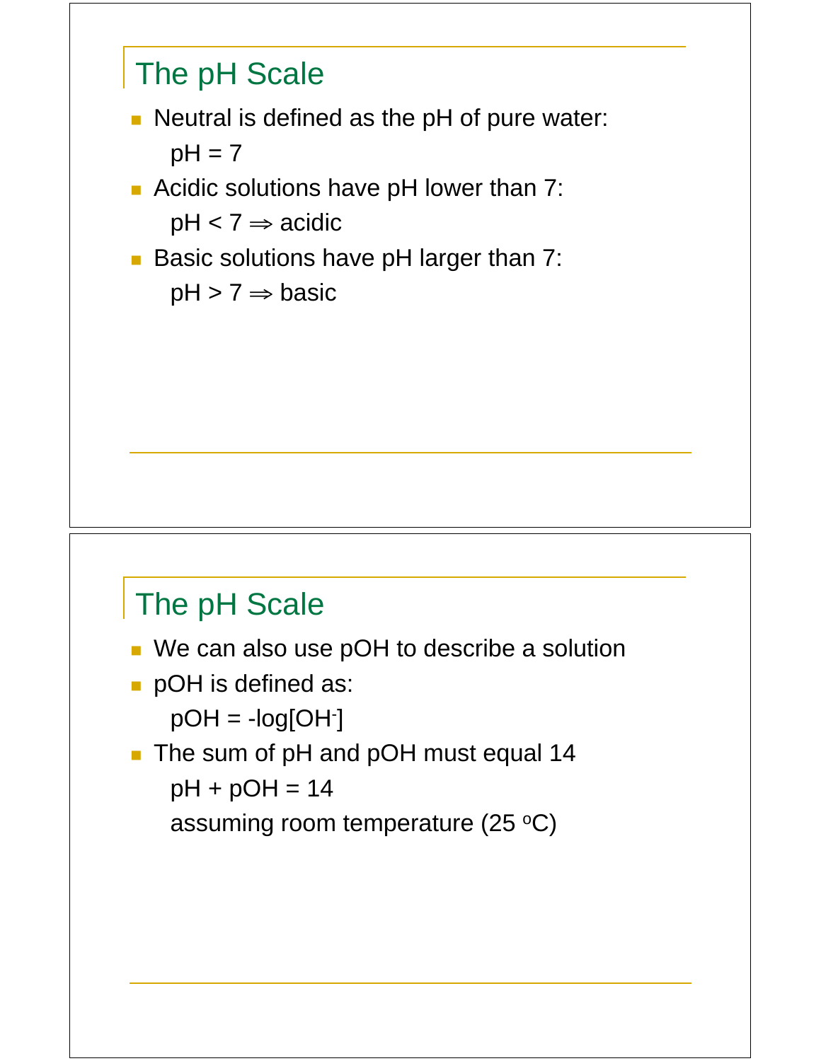## The pH Scale

- Neutral is defined as the pH of pure water:

  pH = 7

- Acidic solutions have pH lower than 7:

  pH < 7 ⇒ acidic

- Basic solutions have pH larger than 7:

  pH > 7 ⇒ basic

## The pH Scale

- We can also use pOH to describe a solution
- pOH is defined as:

  $pOH = -\log[OH^-]$

- The sum of pH and pOH must equal 14

  pH + pOH = 14

  assuming room temperature (25 $^oC$)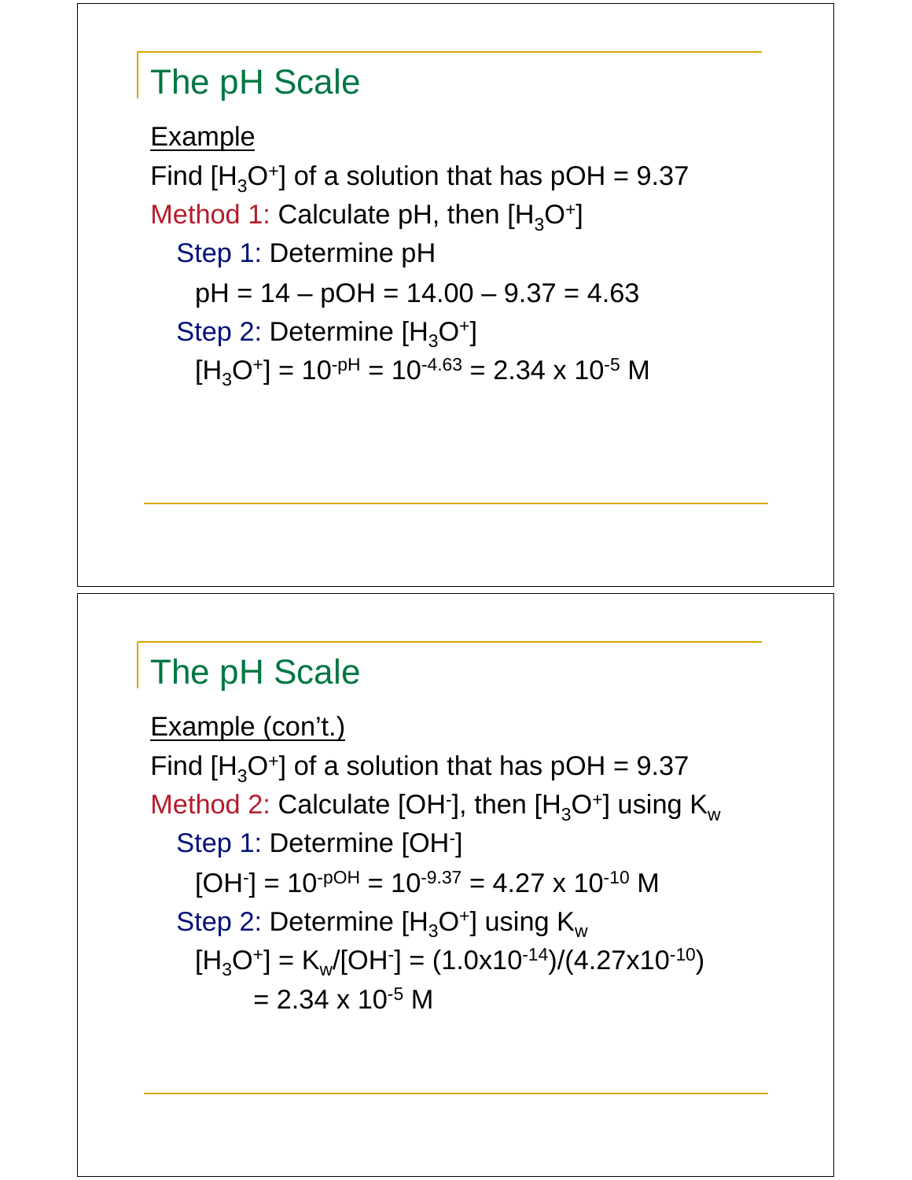## The pH Scale

Example

Find $[H_3O^+]$ of a solution that has pOH = 9.37

Method 1: Calculate pH, then $[H_3O^+]$

Step 1: Determine pH

pH = 14 – pOH = 14.00 – 9.37 = 4.63

Step 2: Determine $[H_3O^+]$

$[H_3O^+] = 10^{-pH} = 10^{-4.63} = 2.34 \times 10^{-5}$ M

## The pH Scale

Example (con't.)

Find $[H_3O^+]$ of a solution that has pOH = 9.37

Method 2: Calculate $[OH^-]$, then $[H_3O^+]$ using $K_w$

Step 1: Determine $[OH^-]$

$[OH^-] = 10^{-pOH} = 10^{-9.37} = 4.27 \times 10^{-10}$ M

Step 2: Determine $[H_3O^+]$ using $K_w$

$[H_3O^+] = K_w/[OH^-] = (1.0\text{x}10^{-14})/(4.27\text{x}10^{-10})$

$= 2.34 \times 10^{-5}$ M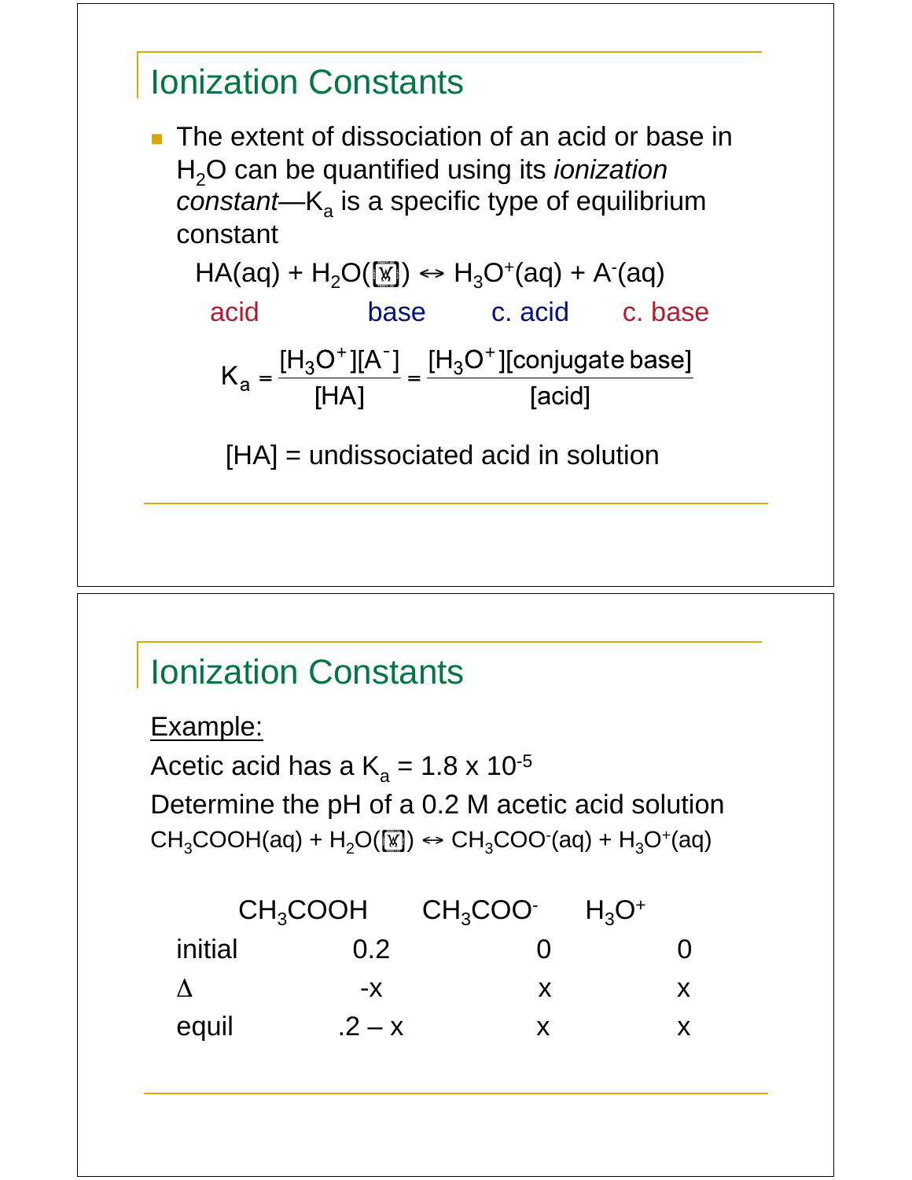## Ionization Constants

- The extent of dissociation of an acid or base in $H_2O$ can be quantified using its *ionization constant*—$K_a$ is a specific type of equilibrium constant

$$HA(aq) + H_2O(l) \leftrightarrow H_3O^+(aq) + A^-(aq)$$

acid base c. acid c. base

$$K_a = \frac{[H_3O^+][A^-]}{[HA]} = \frac{[H_3O^+][\text{conjugate base}]}{[\text{acid}]}$$

[HA] = undissociated acid in solution

## Ionization Constants

Example:

Acetic acid has a $K_a = 1.8 \times 10^{-5}$

Determine the pH of a 0.2 M acetic acid solution

$$CH_3COOH(aq) + H_2O(l) \leftrightarrow CH_3COO^-(aq) + H_3O^+(aq)$$

| | $CH_3COOH$ | $CH_3COO^-$ | $H_3O^+$ |
|---|---|---|---|
| initial | 0.2 | 0 | 0 |
| $\Delta$ | -x | x | x |
| equil | .2 – x | x | x |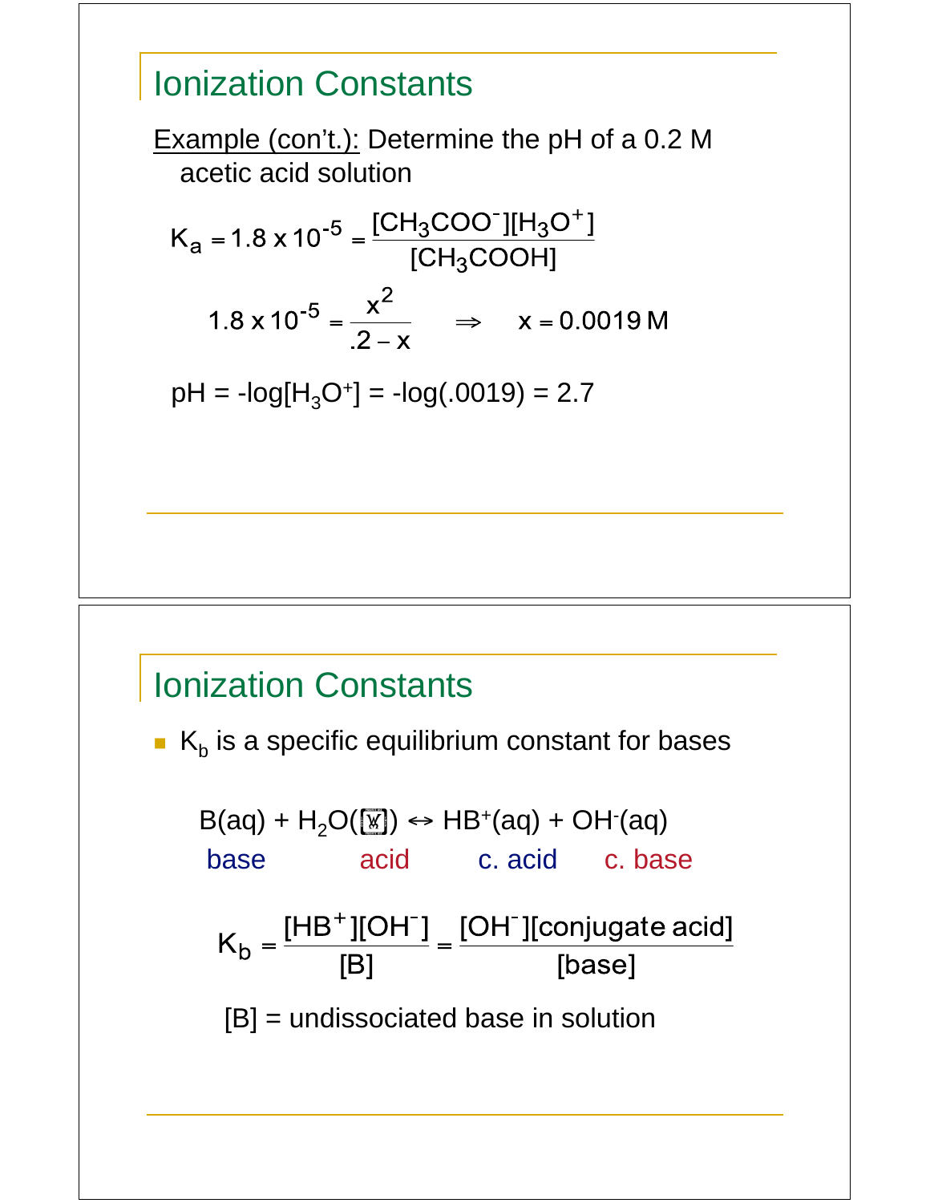## Ionization Constants

Example (con't.): Determine the pH of a 0.2 M acetic acid solution

$$K_a = 1.8 \times 10^{-5} = \frac{[CH_3COO^-][H_3O^+]}{[CH_3COOH]}$$

$$1.8 \times 10^{-5} = \frac{x^2}{.2 - x} \quad \Rightarrow \quad x = 0.0019\,M$$

pH = -log[$H_3O^+$] = -log(.0019) = 2.7

## Ionization Constants

- $K_b$ is a specific equilibrium constant for bases

$B(aq) + H_2O(\ell) \leftrightarrow HB^+(aq) + OH^-(aq)$

base — acid — c. acid — c. base

$$K_b = \frac{[HB^+][OH^-]}{[B]} = \frac{[OH^-][\text{conjugate acid}]}{[\text{base}]}$$

[B] = undissociated base in solution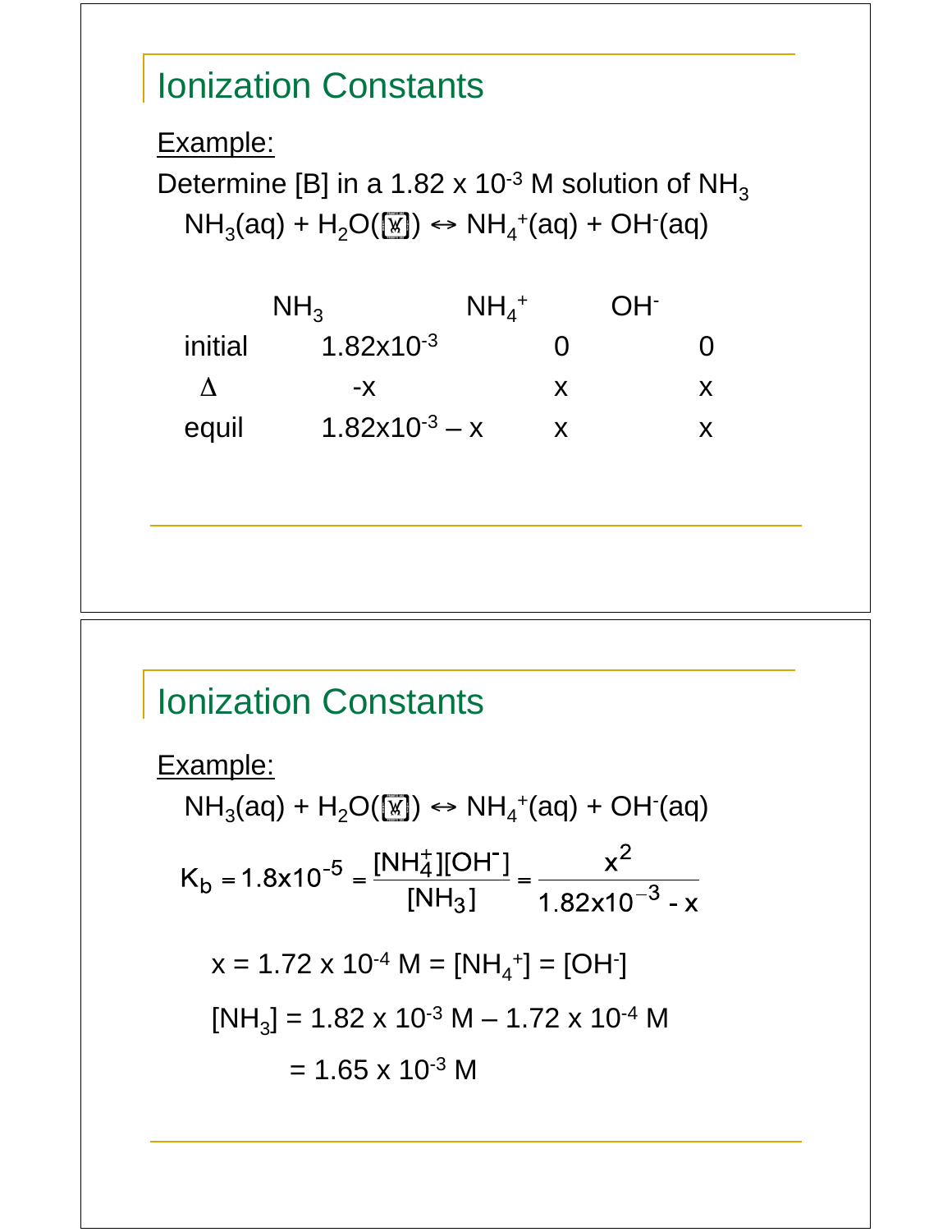# Ionization Constants

Example:

Determine [B] in a $1.82 \times 10^{-3}$ M solution of $NH_3$

$NH_3(aq) + H_2O(\ell) \leftrightarrow NH_4^+(aq) + OH^-(aq)$

| | $NH_3$ | $NH_4^+$ | $OH^-$ |
|---|---|---|---|
| initial | $1.82 \times 10^{-3}$ | 0 | 0 |
| $\Delta$ | $-x$ | $x$ | $x$ |
| equil | $1.82 \times 10^{-3} - x$ | $x$ | $x$ |

# Ionization Constants

Example:

$NH_3(aq) + H_2O(\ell) \leftrightarrow NH_4^+(aq) + OH^-(aq)$

$$K_b = 1.8 \times 10^{-5} = \frac{[NH_4^+][OH^-]}{[NH_3]} = \frac{x^2}{1.82 \times 10^{-3} - x}$$

$x = 1.72 \times 10^{-4}$ M $= [NH_4^+] = [OH^-]$

$[NH_3] = 1.82 \times 10^{-3}$ M $- 1.72 \times 10^{-4}$ M

$= 1.65 \times 10^{-3}$ M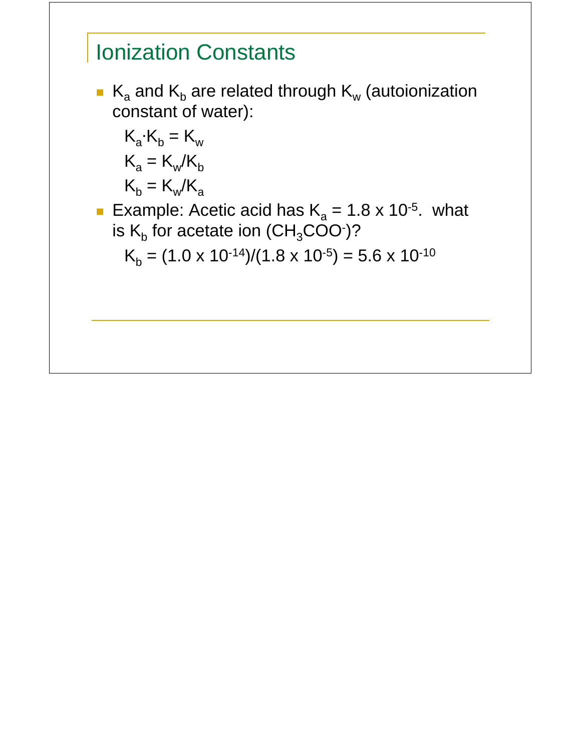# Ionization Constants

- $K_a$ and $K_b$ are related through $K_w$ (autoionization constant of water):

  $K_a \cdot K_b = K_w$

  $K_a = K_w/K_b$

  $K_b = K_w/K_a$

- Example: Acetic acid has $K_a = 1.8 \times 10^{-5}$. what is $K_b$ for acetate ion ($CH_3COO^-$)?

  $K_b = (1.0 \times 10^{-14})/(1.8 \times 10^{-5}) = 5.6 \times 10^{-10}$